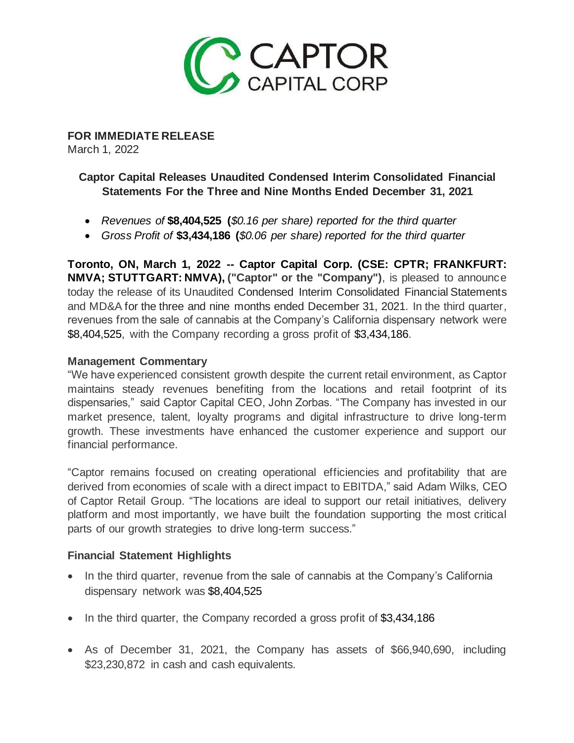CAPTOR CAPITAL CORP

**FOR IMMEDIATE RELEASE**
March 1, 2022

## Captor Capital Releases Unaudited Condensed Interim Consolidated Financial Statements For the Three and Nine Months Ended December 31, 2021

- *Revenues of* **$8,404,525** **(***$0.16 per share) reported for the third quarter*
- *Gross Profit of* **$3,434,186** **(***$0.06 per share) reported for the third quarter*

**Toronto, ON, March 1, 2022 -- Captor Capital Corp. (CSE: CPTR; FRANKFURT: NMVA; STUTTGART: NMVA), ("Captor" or the "Company")**, is pleased to announce today the release of its Unaudited Condensed Interim Consolidated Financial Statements and MD&A for the three and nine months ended December 31, 2021. In the third quarter, revenues from the sale of cannabis at the Company's California dispensary network were $8,404,525, with the Company recording a gross profit of $3,434,186.

### Management Commentary

"We have experienced consistent growth despite the current retail environment, as Captor maintains steady revenues benefiting from the locations and retail footprint of its dispensaries," said Captor Capital CEO, John Zorbas. "The Company has invested in our market presence, talent, loyalty programs and digital infrastructure to drive long-term growth. These investments have enhanced the customer experience and support our financial performance.

"Captor remains focused on creating operational efficiencies and profitability that are derived from economies of scale with a direct impact to EBITDA," said Adam Wilks, CEO of Captor Retail Group. "The locations are ideal to support our retail initiatives, delivery platform and most importantly, we have built the foundation supporting the most critical parts of our growth strategies to drive long-term success."

### Financial Statement Highlights

- In the third quarter, revenue from the sale of cannabis at the Company's California dispensary network was $8,404,525
- In the third quarter, the Company recorded a gross profit of $3,434,186
- As of December 31, 2021, the Company has assets of $66,940,690, including $23,230,872 in cash and cash equivalents.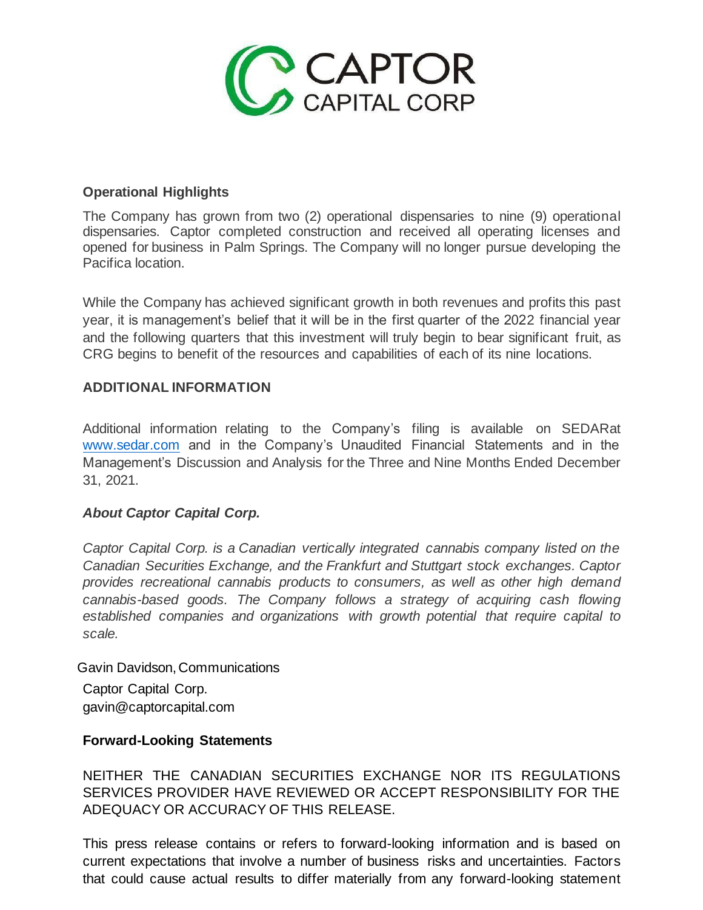## Operational Highlights

The Company has grown from two (2) operational dispensaries to nine (9) operational dispensaries. Captor completed construction and received all operating licenses and opened for business in Palm Springs. The Company will no longer pursue developing the Pacifica location.

While the Company has achieved significant growth in both revenues and profits this past year, it is management's belief that it will be in the first quarter of the 2022 financial year and the following quarters that this investment will truly begin to bear significant fruit, as CRG begins to benefit of the resources and capabilities of each of its nine locations.

## ADDITIONAL INFORMATION

Additional information relating to the Company's filing is available on SEDARat www.sedar.com and in the Company's Unaudited Financial Statements and in the Management's Discussion and Analysis for the Three and Nine Months Ended December 31, 2021.

### *About Captor Capital Corp.*

*Captor Capital Corp. is a Canadian vertically integrated cannabis company listed on the Canadian Securities Exchange, and the Frankfurt and Stuttgart stock exchanges. Captor provides recreational cannabis products to consumers, as well as other high demand cannabis-based goods. The Company follows a strategy of acquiring cash flowing established companies and organizations with growth potential that require capital to scale.*

Gavin Davidson, Communications

Captor Capital Corp.
gavin@captorcapital.com

## Forward-Looking Statements

NEITHER THE CANADIAN SECURITIES EXCHANGE NOR ITS REGULATIONS SERVICES PROVIDER HAVE REVIEWED OR ACCEPT RESPONSIBILITY FOR THE ADEQUACY OR ACCURACY OF THIS RELEASE.

This press release contains or refers to forward-looking information and is based on current expectations that involve a number of business risks and uncertainties. Factors that could cause actual results to differ materially from any forward-looking statement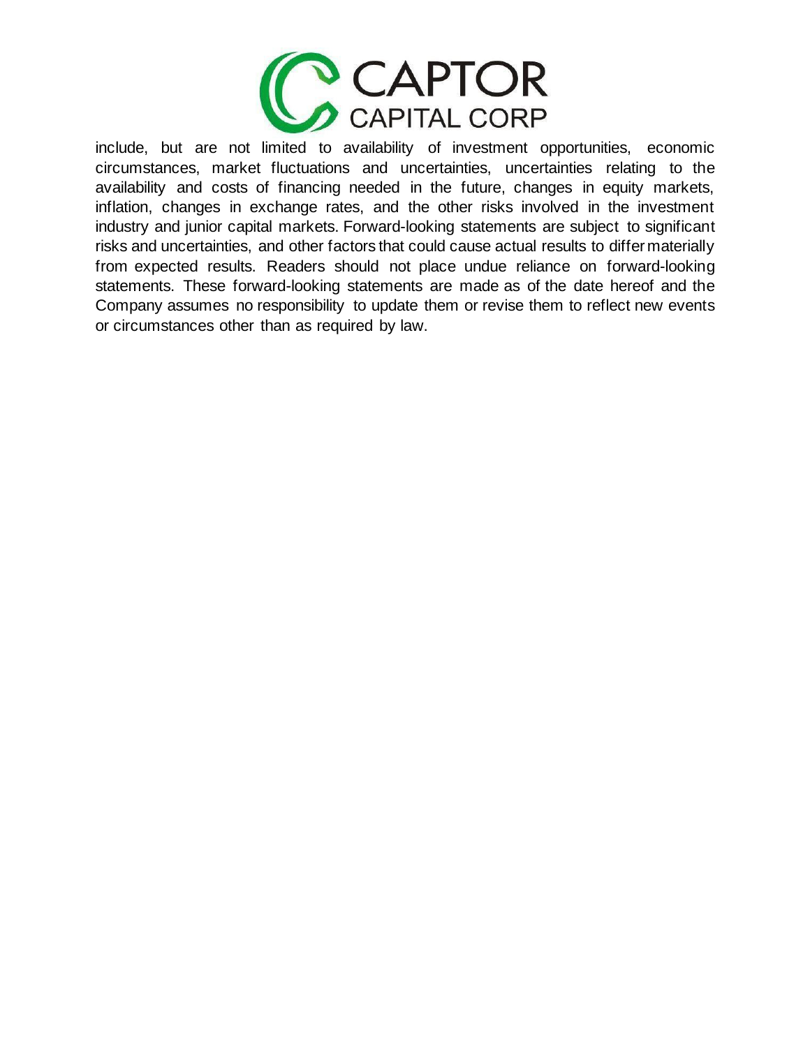include, but are not limited to availability of investment opportunities, economic circumstances, market fluctuations and uncertainties, uncertainties relating to the availability and costs of financing needed in the future, changes in equity markets, inflation, changes in exchange rates, and the other risks involved in the investment industry and junior capital markets. Forward-looking statements are subject to significant risks and uncertainties, and other factors that could cause actual results to differ materially from expected results. Readers should not place undue reliance on forward-looking statements. These forward-looking statements are made as of the date hereof and the Company assumes no responsibility to update them or revise them to reflect new events or circumstances other than as required by law.